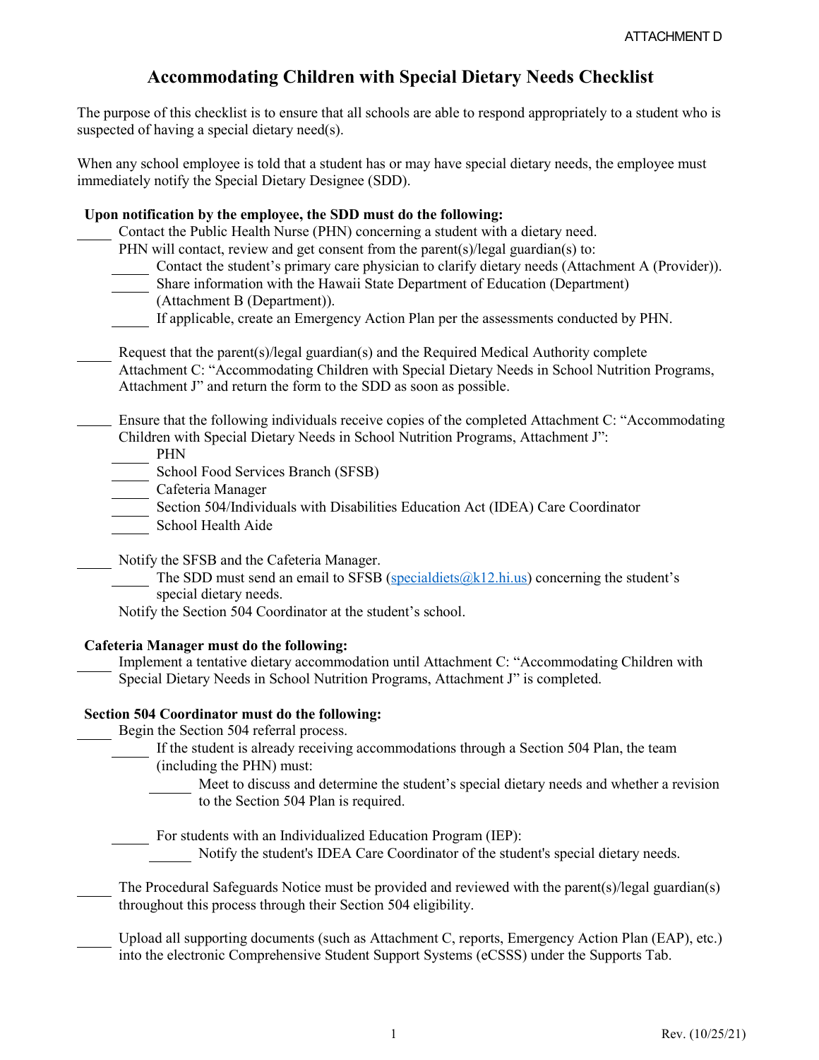ATTACHMENT D

# Accommodating Children with Special Dietary Needs Checklist

The purpose of this checklist is to ensure that all schools are able to respond appropriately to a student who is suspected of having a special dietary need(s).

When any school employee is told that a student has or may have special dietary needs, the employee must immediately notify the Special Dietary Designee (SDD).

**Upon notification by the employee, the SDD must do the following:**

- _____ Contact the Public Health Nurse (PHN) concerning a student with a dietary need.
  PHN will contact, review and get consent from the parent(s)/legal guardian(s) to:
  - _____ Contact the student's primary care physician to clarify dietary needs (Attachment A (Provider)).
  - _____ Share information with the Hawaii State Department of Education (Department) (Attachment B (Department)).
  - _____ If applicable, create an Emergency Action Plan per the assessments conducted by PHN.

- _____ Request that the parent(s)/legal guardian(s) and the Required Medical Authority complete Attachment C: "Accommodating Children with Special Dietary Needs in School Nutrition Programs, Attachment J" and return the form to the SDD as soon as possible.

- _____ Ensure that the following individuals receive copies of the completed Attachment C: "Accommodating Children with Special Dietary Needs in School Nutrition Programs, Attachment J":
  - _____ PHN
  - _____ School Food Services Branch (SFSB)
  - _____ Cafeteria Manager
  - _____ Section 504/Individuals with Disabilities Education Act (IDEA) Care Coordinator
  - _____ School Health Aide

- _____ Notify the SFSB and the Cafeteria Manager.
  - _____ The SDD must send an email to SFSB (specialdiets@k12.hi.us) concerning the student's special dietary needs.

  Notify the Section 504 Coordinator at the student's school.

**Cafeteria Manager must do the following:**

- _____ Implement a tentative dietary accommodation until Attachment C: "Accommodating Children with Special Dietary Needs in School Nutrition Programs, Attachment J" is completed.

**Section 504 Coordinator must do the following:**

- _____ Begin the Section 504 referral process.
  - _____ If the student is already receiving accommodations through a Section 504 Plan, the team (including the PHN) must:
    - _____ Meet to discuss and determine the student's special dietary needs and whether a revision to the Section 504 Plan is required.
  - _____ For students with an Individualized Education Program (IEP):
    - _____ Notify the student's IDEA Care Coordinator of the student's special dietary needs.

- _____ The Procedural Safeguards Notice must be provided and reviewed with the parent(s)/legal guardian(s) throughout this process through their Section 504 eligibility.

- _____ Upload all supporting documents (such as Attachment C, reports, Emergency Action Plan (EAP), etc.) into the electronic Comprehensive Student Support Systems (eCSSS) under the Supports Tab.

Rev. (10/25/21)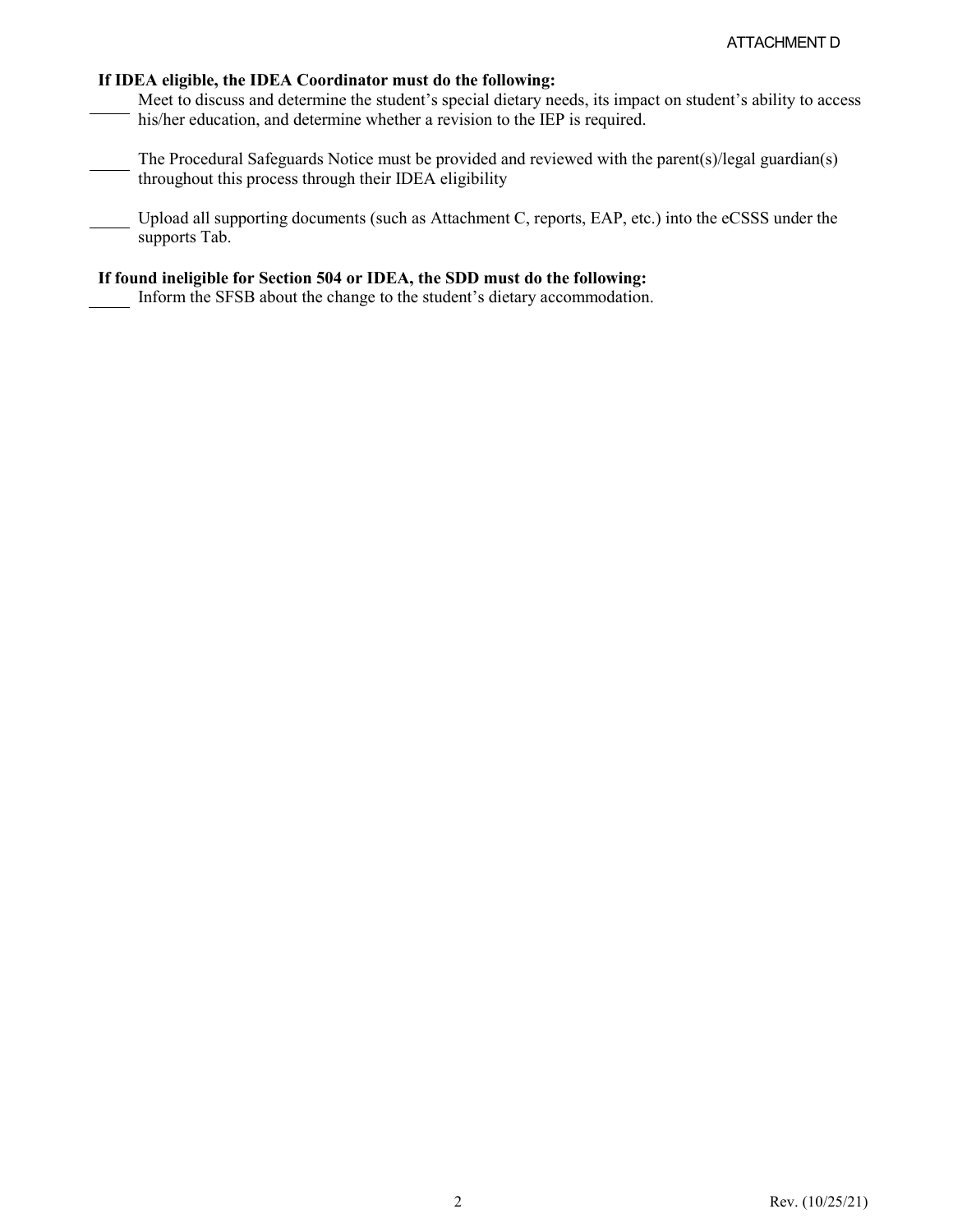**If IDEA eligible, the IDEA Coordinator must do the following:**

_____ Meet to discuss and determine the student's special dietary needs, its impact on student's ability to access his/her education, and determine whether a revision to the IEP is required.

_____ The Procedural Safeguards Notice must be provided and reviewed with the parent(s)/legal guardian(s) throughout this process through their IDEA eligibility

_____ Upload all supporting documents (such as Attachment C, reports, EAP, etc.) into the eCSSS under the supports Tab.

**If found ineligible for Section 504 or IDEA, the SDD must do the following:**

_____ Inform the SFSB about the change to the student's dietary accommodation.